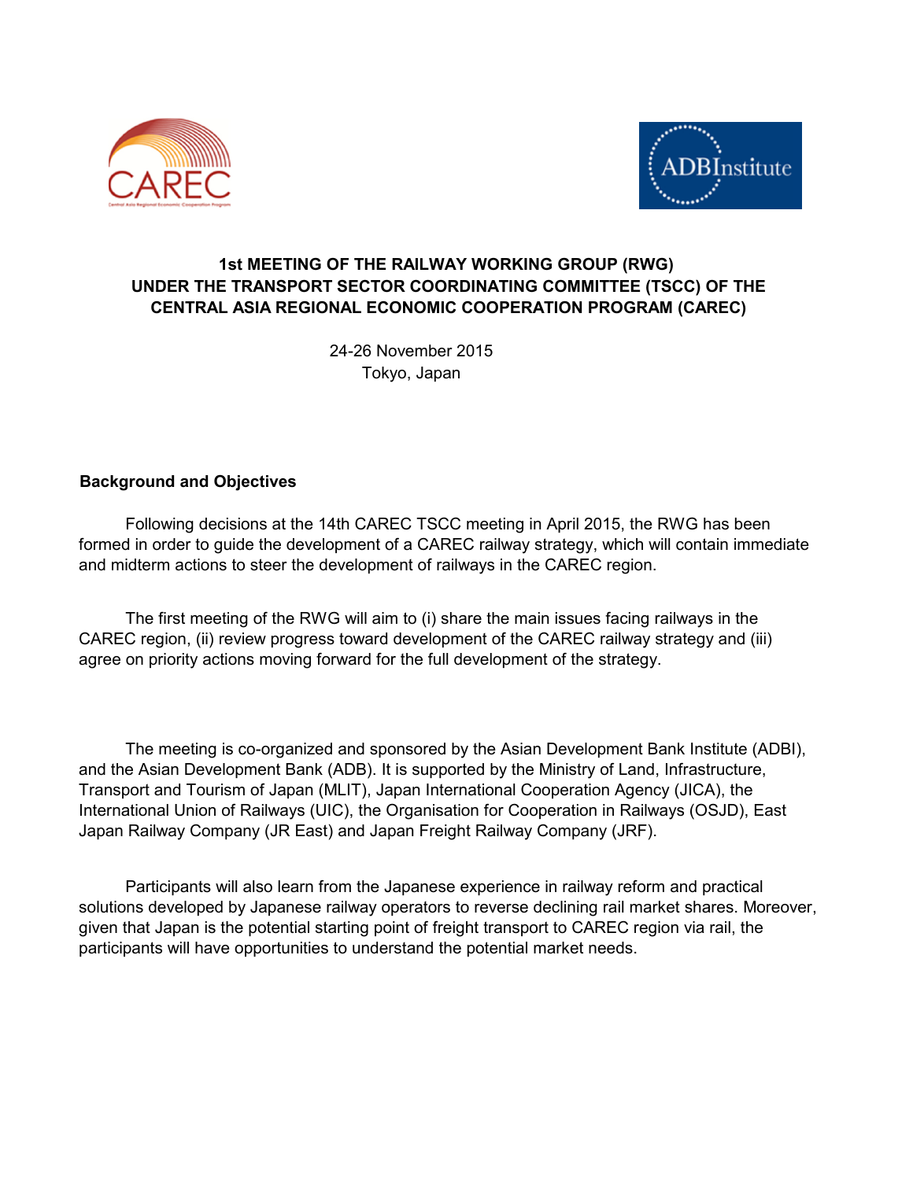# 1st MEETING OF THE RAILWAY WORKING GROUP (RWG) UNDER THE TRANSPORT SECTOR COORDINATING COMMITTEE (TSCC) OF THE CENTRAL ASIA REGIONAL ECONOMIC COOPERATION PROGRAM (CAREC)

24-26 November 2015
Tokyo, Japan

## Background and Objectives

Following decisions at the 14th CAREC TSCC meeting in April 2015, the RWG has been formed in order to guide the development of a CAREC railway strategy, which will contain immediate and midterm actions to steer the development of railways in the CAREC region.

The first meeting of the RWG will aim to (i) share the main issues facing railways in the CAREC region, (ii) review progress toward development of the CAREC railway strategy and (iii) agree on priority actions moving forward for the full development of the strategy.

The meeting is co-organized and sponsored by the Asian Development Bank Institute (ADBI), and the Asian Development Bank (ADB). It is supported by the Ministry of Land, Infrastructure, Transport and Tourism of Japan (MLIT), Japan International Cooperation Agency (JICA), the International Union of Railways (UIC), the Organisation for Cooperation in Railways (OSJD), East Japan Railway Company (JR East) and Japan Freight Railway Company (JRF).

Participants will also learn from the Japanese experience in railway reform and practical solutions developed by Japanese railway operators to reverse declining rail market shares. Moreover, given that Japan is the potential starting point of freight transport to CAREC region via rail, the participants will have opportunities to understand the potential market needs.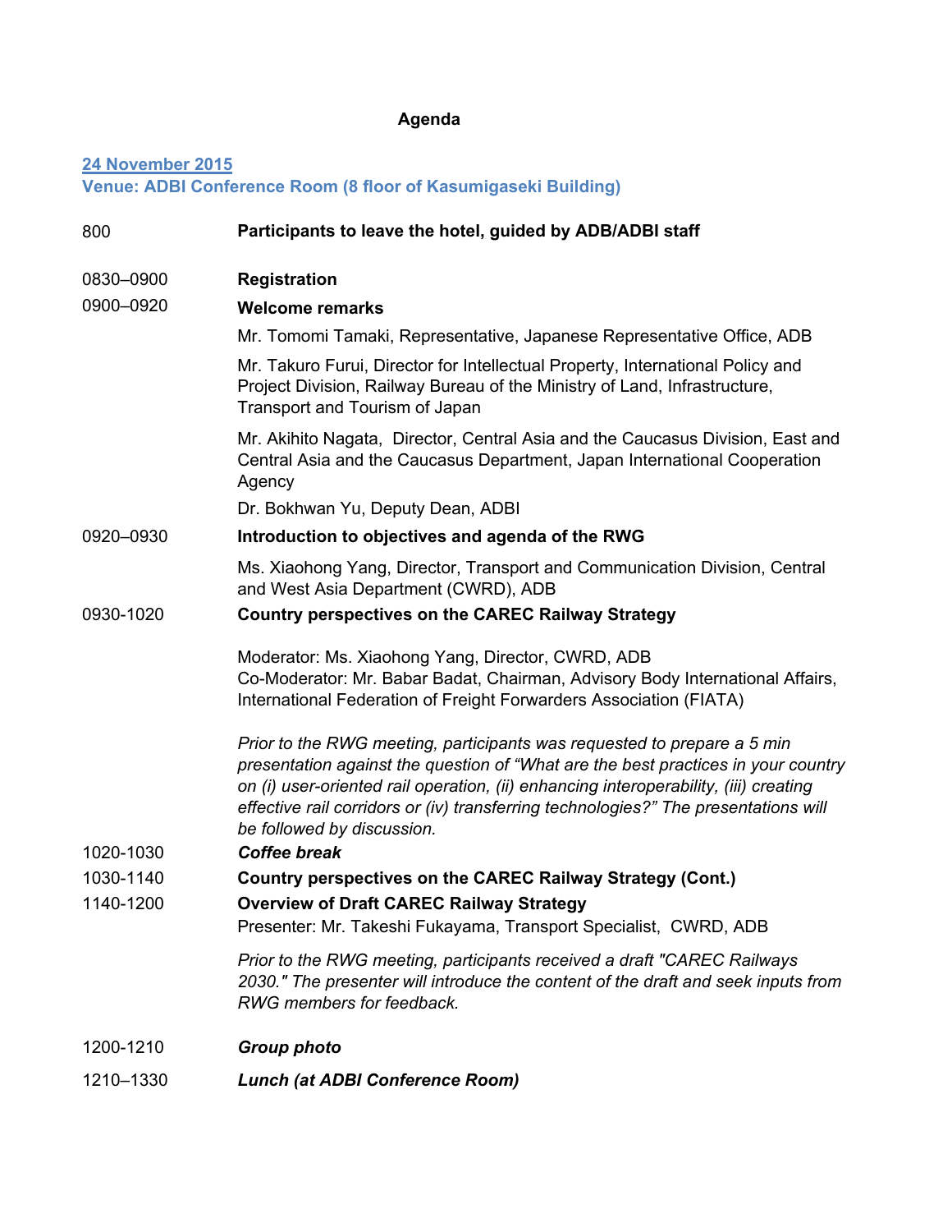**Agenda**

**24 November 2015**
**Venue: ADBI Conference Room (8 floor of Kasumigaseki Building)**

| | |
|---|---|
| 800 | **Participants to leave the hotel, guided by ADB/ADBI staff** |
| 0830–0900 | **Registration** |
| 0900–0920 | **Welcome remarks**<br>Mr. Tomomi Tamaki, Representative, Japanese Representative Office, ADB<br>Mr. Takuro Furui, Director for Intellectual Property, International Policy and Project Division, Railway Bureau of the Ministry of Land, Infrastructure, Transport and Tourism of Japan<br>Mr. Akihito Nagata, Director, Central Asia and the Caucasus Division, East and Central Asia and the Caucasus Department, Japan International Cooperation Agency<br>Dr. Bokhwan Yu, Deputy Dean, ADBI |
| 0920–0930 | **Introduction to objectives and agenda of the RWG**<br>Ms. Xiaohong Yang, Director, Transport and Communication Division, Central and West Asia Department (CWRD), ADB |
| 0930-1020 | **Country perspectives on the CAREC Railway Strategy**<br>Moderator: Ms. Xiaohong Yang, Director, CWRD, ADB<br>Co-Moderator: Mr. Babar Badat, Chairman, Advisory Body International Affairs, International Federation of Freight Forwarders Association (FIATA)<br>*Prior to the RWG meeting, participants was requested to prepare a 5 min presentation against the question of "What are the best practices in your country on (i) user-oriented rail operation, (ii) enhancing interoperability, (iii) creating effective rail corridors or (iv) transferring technologies?" The presentations will be followed by discussion.* |
| 1020-1030 | ***Coffee break*** |
| 1030-1140 | **Country perspectives on the CAREC Railway Strategy (Cont.)** |
| 1140-1200 | **Overview of Draft CAREC Railway Strategy**<br>Presenter: Mr. Takeshi Fukayama, Transport Specialist, CWRD, ADB<br>*Prior to the RWG meeting, participants received a draft "CAREC Railways 2030." The presenter will introduce the content of the draft and seek inputs from RWG members for feedback.* |
| 1200-1210 | ***Group photo*** |
| 1210–1330 | ***Lunch (at ADBI Conference Room)*** |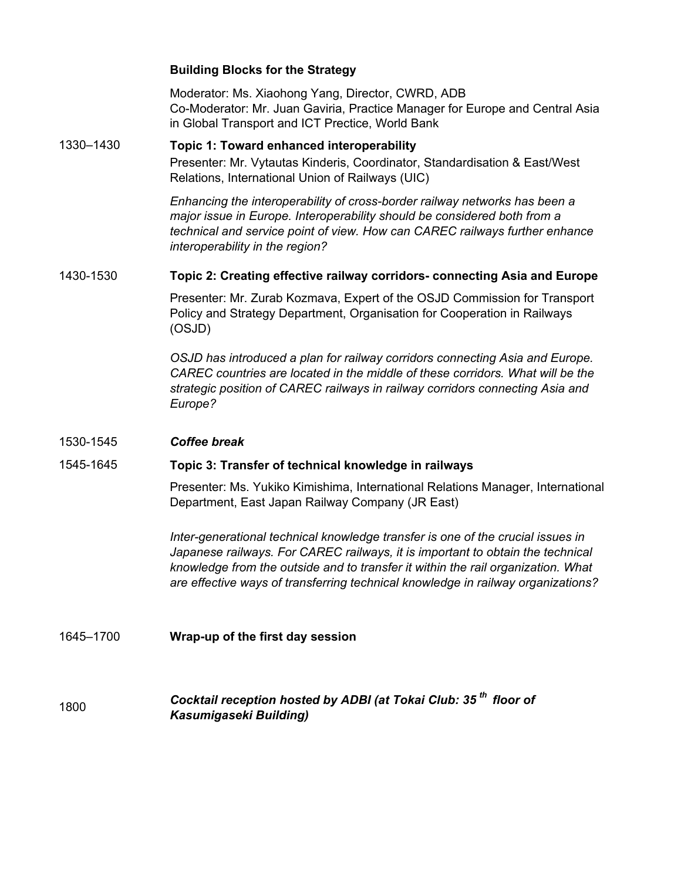**Building Blocks for the Strategy**

Moderator: Ms. Xiaohong Yang, Director, CWRD, ADB
Co-Moderator: Mr. Juan Gaviria, Practice Manager for Europe and Central Asia in Global Transport and ICT Prectice, World Bank

1330–1430 **Topic 1: Toward enhanced interoperability**

Presenter: Mr. Vytautas Kinderis, Coordinator, Standardisation & East/West Relations, International Union of Railways (UIC)

*Enhancing the interoperability of cross-border railway networks has been a major issue in Europe. Interoperability should be considered both from a technical and service point of view. How can CAREC railways further enhance interoperability in the region?*

1430-1530 **Topic 2: Creating effective railway corridors- connecting Asia and Europe**

Presenter: Mr. Zurab Kozmava, Expert of the OSJD Commission for Transport Policy and Strategy Department, Organisation for Cooperation in Railways (OSJD)

*OSJD has introduced a plan for railway corridors connecting Asia and Europe. CAREC countries are located in the middle of these corridors. What will be the strategic position of CAREC railways in railway corridors connecting Asia and Europe?*

1530-1545 ***Coffee break***

1545-1645 **Topic 3: Transfer of technical knowledge in railways**

Presenter: Ms. Yukiko Kimishima, International Relations Manager, International Department, East Japan Railway Company (JR East)

*Inter-generational technical knowledge transfer is one of the crucial issues in Japanese railways. For CAREC railways, it is important to obtain the technical knowledge from the outside and to transfer it within the rail organization. What are effective ways of transferring technical knowledge in railway organizations?*

1645–1700 **Wrap-up of the first day session**

1800 ***Cocktail reception hosted by ADBI (at Tokai Club: 35th floor of Kasumigaseki Building)***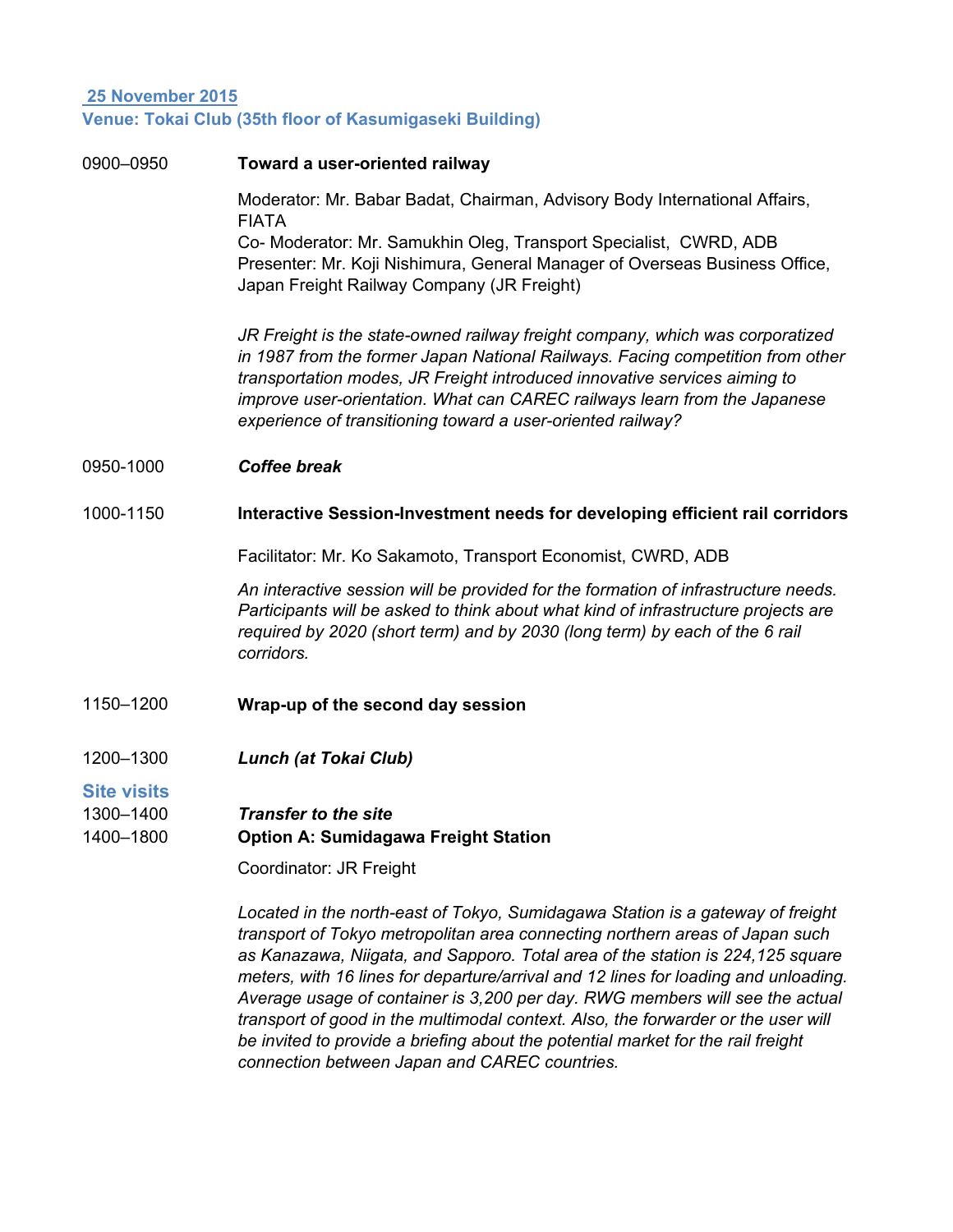**25 November 2015**

**Venue: Tokai Club (35th floor of Kasumigaseki Building)**

0900–0950 **Toward a user-oriented railway**

Moderator: Mr. Babar Badat, Chairman, Advisory Body International Affairs, FIATA
Co- Moderator: Mr. Samukhin Oleg, Transport Specialist, CWRD, ADB
Presenter: Mr. Koji Nishimura, General Manager of Overseas Business Office, Japan Freight Railway Company (JR Freight)

*JR Freight is the state-owned railway freight company, which was corporatized in 1987 from the former Japan National Railways. Facing competition from other transportation modes, JR Freight introduced innovative services aiming to improve user-orientation. What can CAREC railways learn from the Japanese experience of transitioning toward a user-oriented railway?*

0950-1000 ***Coffee break***

1000-1150 **Interactive Session-Investment needs for developing efficient rail corridors**

Facilitator: Mr. Ko Sakamoto, Transport Economist, CWRD, ADB

*An interactive session will be provided for the formation of infrastructure needs. Participants will be asked to think about what kind of infrastructure projects are required by 2020 (short term) and by 2030 (long term) by each of the 6 rail corridors.*

1150–1200 **Wrap-up of the second day session**

1200–1300 ***Lunch (at Tokai Club)***

**Site visits**

1300–1400 ***Transfer to the site***

1400–1800 **Option A: Sumidagawa Freight Station**

Coordinator: JR Freight

*Located in the north-east of Tokyo, Sumidagawa Station is a gateway of freight transport of Tokyo metropolitan area connecting northern areas of Japan such as Kanazawa, Niigata, and Sapporo. Total area of the station is 224,125 square meters, with 16 lines for departure/arrival and 12 lines for loading and unloading. Average usage of container is 3,200 per day. RWG members will see the actual transport of good in the multimodal context. Also, the forwarder or the user will be invited to provide a briefing about the potential market for the rail freight connection between Japan and CAREC countries.*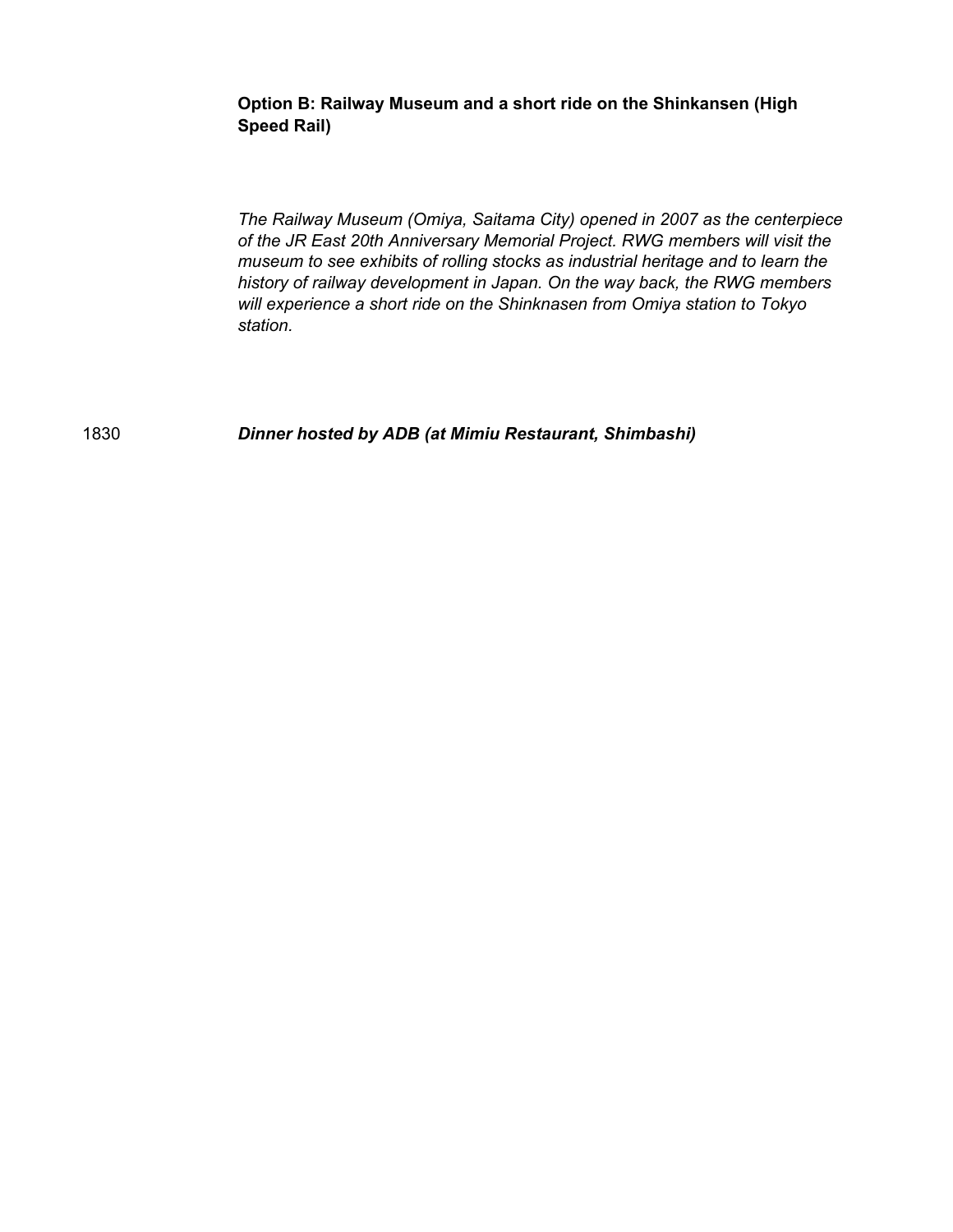**Option B: Railway Museum and a short ride on the Shinkansen (High Speed Rail)**

*The Railway Museum (Omiya, Saitama City) opened in 2007 as the centerpiece of the JR East 20th Anniversary Memorial Project. RWG members will visit the museum to see exhibits of rolling stocks as industrial heritage and to learn the history of railway development in Japan. On the way back, the RWG members will experience a short ride on the Shinknasen from Omiya station to Tokyo station.*

1830 ***Dinner hosted by ADB (at Mimiu Restaurant, Shimbashi)***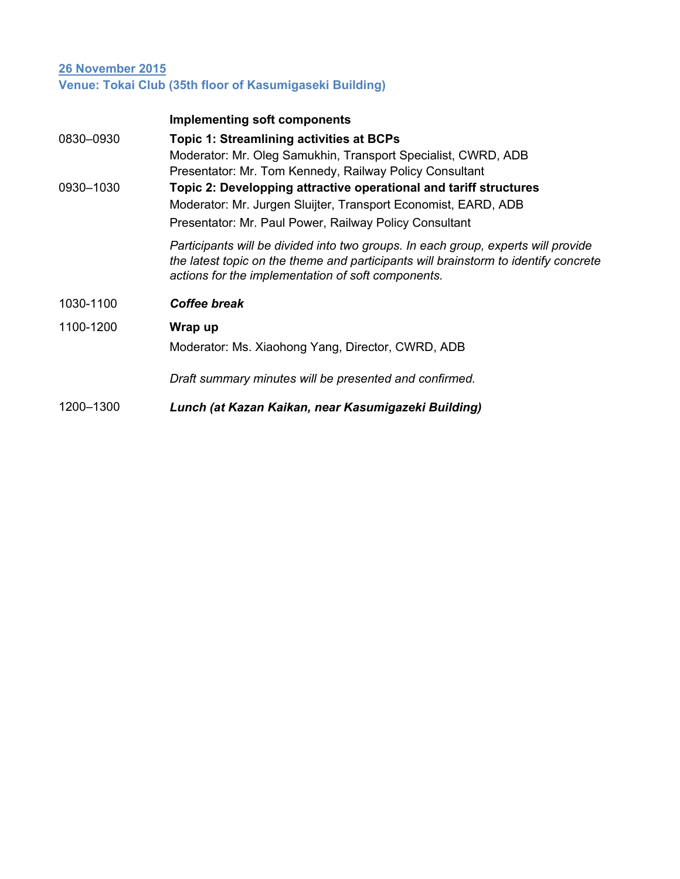**26 November 2015**

**Venue: Tokai Club (35th floor of Kasumigaseki Building)**

| | |
|---|---|
| | **Implementing soft components** |
| 0830–0930 | **Topic 1: Streamlining activities at BCPs**<br>Moderator: Mr. Oleg Samukhin, Transport Specialist, CWRD, ADB<br>Presentator: Mr. Tom Kennedy, Railway Policy Consultant |
| 0930–1030 | **Topic 2: Developping attractive operational and tariff structures**<br>Moderator: Mr. Jurgen Sluijter, Transport Economist, EARD, ADB<br>Presentator: Mr. Paul Power, Railway Policy Consultant<br><br>*Participants will be divided into two groups. In each group, experts will provide the latest topic on the theme and participants will brainstorm to identify concrete actions for the implementation of soft components.* |
| 1030-1100 | ***Coffee break*** |
| 1100-1200 | **Wrap up**<br>Moderator: Ms. Xiaohong Yang, Director, CWRD, ADB<br><br>*Draft summary minutes will be presented and confirmed.* |
| 1200–1300 | ***Lunch (at Kazan Kaikan, near Kasumigazeki Building)*** |